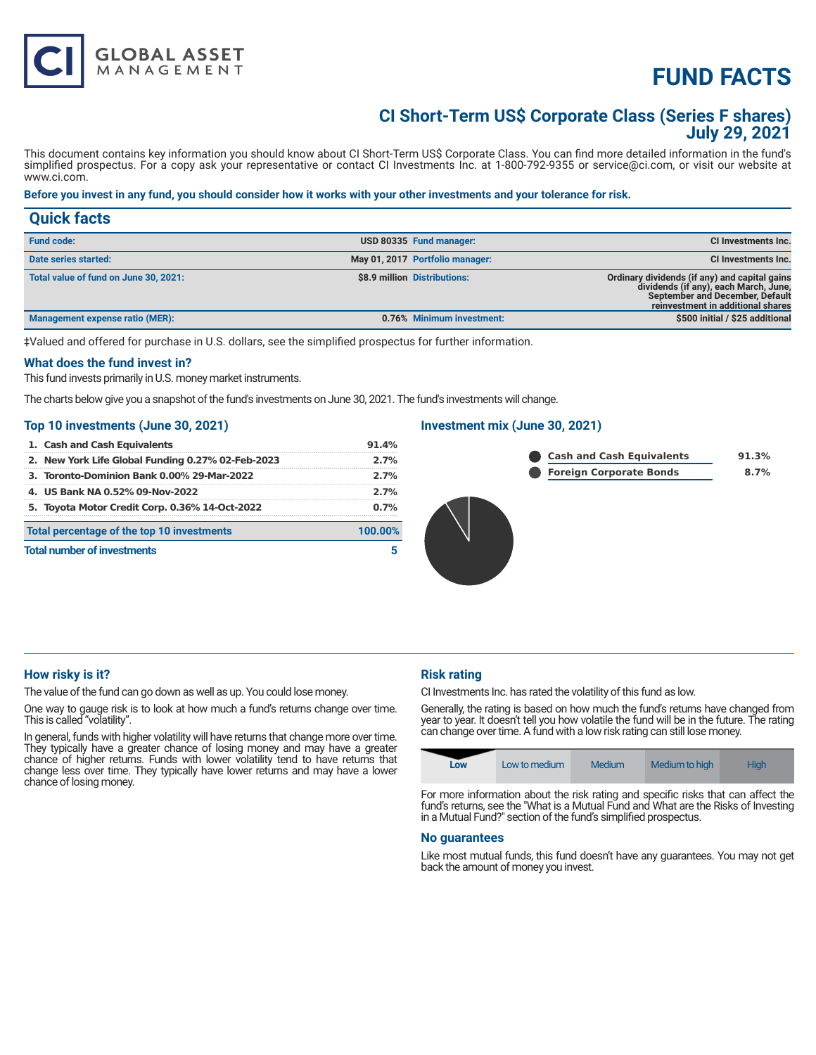# FUND FACTS

## CI Short-Term US$ Corporate Class (Series F shares)
## July 29, 2021

This document contains key information you should know about CI Short-Term US$ Corporate Class. You can find more detailed information in the fund's simplified prospectus. For a copy ask your representative or contact CI Investments Inc. at 1-800-792-9355 or service@ci.com, or visit our website at www.ci.com.

**Before you invest in any fund, you should consider how it works with your other investments and your tolerance for risk.**

## Quick facts

| | | | |
|---|---|---|---|
| **Fund code:** | **USD 80335** | **Fund manager:** | **CI Investments Inc.** |
| **Date series started:** | **May 01, 2017** | **Portfolio manager:** | **CI Investments Inc.** |
| **Total value of fund on June 30, 2021:** | **$8.9 million** | **Distributions:** | **Ordinary dividends (if any) and capital gains dividends (if any), each March, June, September and December, Default reinvestment in additional shares** |
| **Management expense ratio (MER):** | **0.76%** | **Minimum investment:** | **$500 initial / $25 additional** |

‡Valued and offered for purchase in U.S. dollars, see the simplified prospectus for further information.

### What does the fund invest in?

This fund invests primarily in U.S. money market instruments.

The charts below give you a snapshot of the fund's investments on June 30, 2021. The fund's investments will change.

### Top 10 investments (June 30, 2021)

| | |
|---|---|
| 1. Cash and Cash Equivalents | 91.4% |
| 2. New York Life Global Funding 0.27% 02-Feb-2023 | 2.7% |
| 3. Toronto-Dominion Bank 0.00% 29-Mar-2022 | 2.7% |
| 4. US Bank NA 0.52% 09-Nov-2022 | 2.7% |
| 5. Toyota Motor Credit Corp. 0.36% 14-Oct-2022 | 0.7% |
| **Total percentage of the top 10 investments** | **100.00%** |
| **Total number of investments** | **5** |

### Investment mix (June 30, 2021)

| | |
|---|---|
| Cash and Cash Equivalents | 91.3% |
| Foreign Corporate Bonds | 8.7% |

### How risky is it?

The value of the fund can go down as well as up. You could lose money.

One way to gauge risk is to look at how much a fund's returns change over time. This is called "volatility".

In general, funds with higher volatility will have returns that change more over time. They typically have a greater chance of losing money and may have a greater chance of higher returns. Funds with lower volatility tend to have returns that change less over time. They typically have lower returns and may have a lower chance of losing money.

### Risk rating

CI Investments Inc. has rated the volatility of this fund as low.

Generally, the rating is based on how much the fund's returns have changed from year to year. It doesn't tell you how volatile the fund will be in the future. The rating can change over time. A fund with a low risk rating can still lose money.

| **Low** | Low to medium | Medium | Medium to high | High |
|---|---|---|---|---|

For more information about the risk rating and specific risks that can affect the fund's returns, see the "What is a Mutual Fund and What are the Risks of Investing in a Mutual Fund?" section of the fund's simplified prospectus.

### No guarantees

Like most mutual funds, this fund doesn't have any guarantees. You may not get back the amount of money you invest.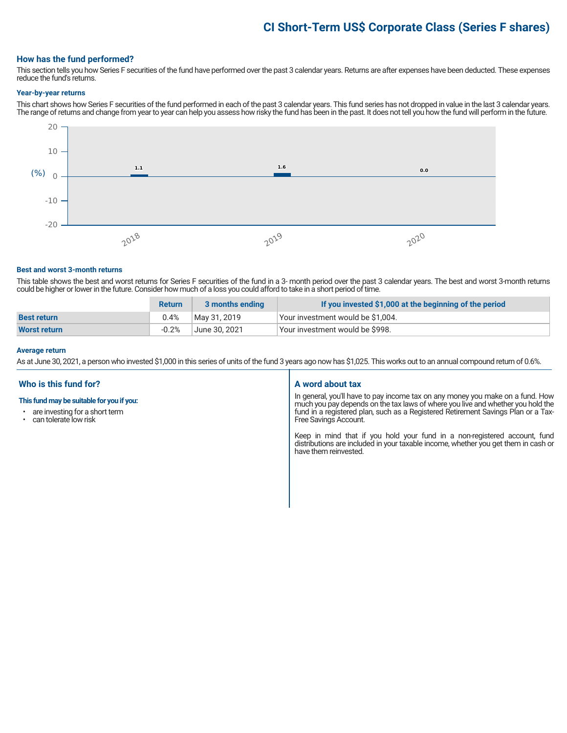# CI Short-Term US$ Corporate Class (Series F shares)

## How has the fund performed?

This section tells you how Series F securities of the fund have performed over the past 3 calendar years. Returns are after expenses have been deducted. These expenses reduce the fund's returns.

### Year-by-year returns

This chart shows how Series F securities of the fund performed in each of the past 3 calendar years. This fund series has not dropped in value in the last 3 calendar years. The range of returns and change from year to year can help you assess how risky the fund has been in the past. It does not tell you how the fund will perform in the future.

| Year | (%) |
|---|---|
| 2018 | 1.1 |
| 2019 | 1.6 |
| 2020 | 0.0 |

### Best and worst 3-month returns

This table shows the best and worst returns for Series F securities of the fund in a 3- month period over the past 3 calendar years. The best and worst 3-month returns could be higher or lower in the future. Consider how much of a loss you could afford to take in a short period of time.

| | Return | 3 months ending | If you invested $1,000 at the beginning of the period |
|---|---|---|---|
| **Best return** | 0.4% | May 31, 2019 | Your investment would be $1,004. |
| **Worst return** | -0.2% | June 30, 2021 | Your investment would be $998. |

### Average return

As at June 30, 2021, a person who invested $1,000 in this series of units of the fund 3 years ago now has $1,025. This works out to an annual compound return of 0.6%.

## Who is this fund for?

**This fund may be suitable for you if you:**

- are investing for a short term
- can tolerate low risk

## A word about tax

In general, you'll have to pay income tax on any money you make on a fund. How much you pay depends on the tax laws of where you live and whether you hold the fund in a registered plan, such as a Registered Retirement Savings Plan or a Tax-Free Savings Account.

Keep in mind that if you hold your fund in a non-registered account, fund distributions are included in your taxable income, whether you get them in cash or have them reinvested.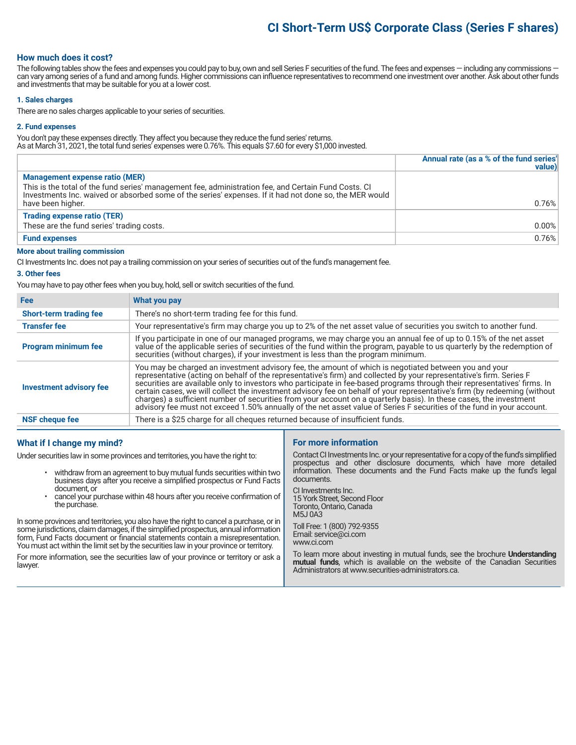# CI Short-Term US$ Corporate Class (Series F shares)

## How much does it cost?

The following tables show the fees and expenses you could pay to buy, own and sell Series F securities of the fund. The fees and expenses — including any commissions — can vary among series of a fund and among funds. Higher commissions can influence representatives to recommend one investment over another. Ask about other funds and investments that may be suitable for you at a lower cost.

### 1. Sales charges

There are no sales charges applicable to your series of securities.

### 2. Fund expenses

You don't pay these expenses directly. They affect you because they reduce the fund series' returns.
As at March 31, 2021, the total fund series' expenses were 0.76%. This equals $7.60 for every $1,000 invested.

| | Annual rate (as a % of the fund series' value) |
|---|---|
| **Management expense ratio (MER)**<br>This is the total of the fund series' management fee, administration fee, and Certain Fund Costs. CI Investments Inc. waived or absorbed some of the series' expenses. If it had not done so, the MER would have been higher. | 0.76% |
| **Trading expense ratio (TER)**<br>These are the fund series' trading costs. | 0.00% |
| **Fund expenses** | 0.76% |

#### More about trailing commission

CI Investments Inc. does not pay a trailing commission on your series of securities out of the fund's management fee.

### 3. Other fees

You may have to pay other fees when you buy, hold, sell or switch securities of the fund.

| Fee | What you pay |
|---|---|
| **Short-term trading fee** | There's no short-term trading fee for this fund. |
| **Transfer fee** | Your representative's firm may charge you up to 2% of the net asset value of securities you switch to another fund. |
| **Program minimum fee** | If you participate in one of our managed programs, we may charge you an annual fee of up to 0.15% of the net asset value of the applicable series of securities of the fund within the program, payable to us quarterly by the redemption of securities (without charges), if your investment is less than the program minimum. |
| **Investment advisory fee** | You may be charged an investment advisory fee, the amount of which is negotiated between you and your representative (acting on behalf of the representative's firm) and collected by your representative's firm. Series F securities are available only to investors who participate in fee-based programs through their representatives' firms. In certain cases, we will collect the investment advisory fee on behalf of your representative's firm (by redeeming (without charges) a sufficient number of securities from your account on a quarterly basis). In these cases, the investment advisory fee must not exceed 1.50% annually of the net asset value of Series F securities of the fund in your account. |
| **NSF cheque fee** | There is a $25 charge for all cheques returned because of insufficient funds. |

## What if I change my mind?

Under securities law in some provinces and territories, you have the right to:

- withdraw from an agreement to buy mutual funds securities within two business days after you receive a simplified prospectus or Fund Facts document, or
- cancel your purchase within 48 hours after you receive confirmation of the purchase.

In some provinces and territories, you also have the right to cancel a purchase, or in some jurisdictions, claim damages, if the simplified prospectus, annual information form, Fund Facts document or financial statements contain a misrepresentation. You must act within the limit set by the securities law in your province or territory.

For more information, see the securities law of your province or territory or ask a lawyer.

## For more information

Contact CI Investments Inc. or your representative for a copy of the fund's simplified prospectus and other disclosure documents, which have more detailed information. These documents and the Fund Facts make up the fund's legal documents.

CI Investments Inc.
15 York Street, Second Floor
Toronto, Ontario, Canada
M5J 0A3

Toll Free: 1 (800) 792-9355
Email: service@ci.com
www.ci.com

To learn more about investing in mutual funds, see the brochure **Understanding mutual funds**, which is available on the website of the Canadian Securities Administrators at www.securities-administrators.ca.